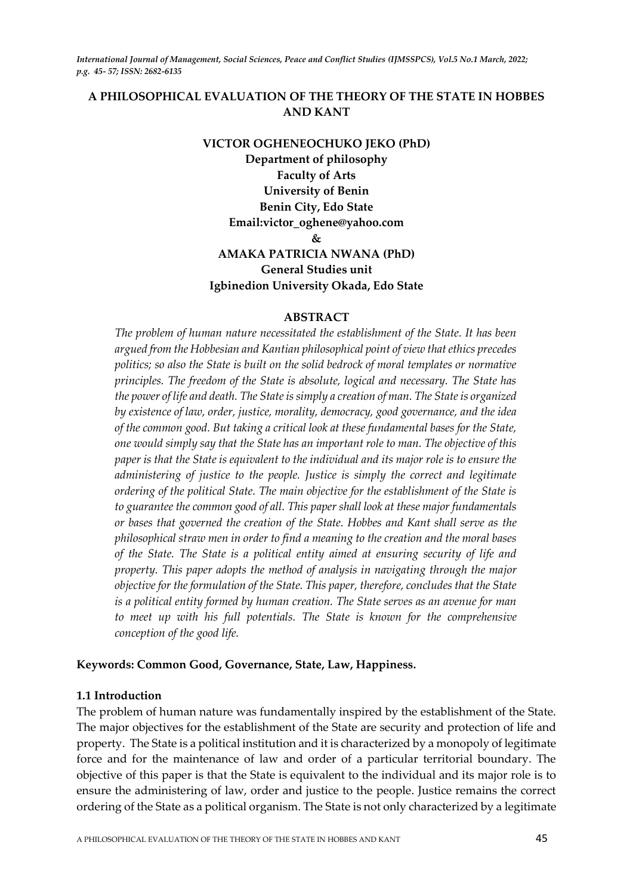# A PHILOSOPHICAL EVALUATION OF THE THEORY OF THE STATE IN HOBBES AND KANT

**VICTOR OGHENEOCHUKO JEKO (PhD)**
**Department of philosophy**
**Faculty of Arts**
**University of Benin**
**Benin City, Edo State**
**Email:victor_oghene@yahoo.com**
**&**
**AMAKA PATRICIA NWANA (PhD)**
**General Studies unit**
**Igbinedion University Okada, Edo State**

## ABSTRACT

*The problem of human nature necessitated the establishment of the State. It has been argued from the Hobbesian and Kantian philosophical point of view that ethics precedes politics; so also the State is built on the solid bedrock of moral templates or normative principles. The freedom of the State is absolute, logical and necessary. The State has the power of life and death. The State is simply a creation of man. The State is organized by existence of law, order, justice, morality, democracy, good governance, and the idea of the common good. But taking a critical look at these fundamental bases for the State, one would simply say that the State has an important role to man. The objective of this paper is that the State is equivalent to the individual and its major role is to ensure the administering of justice to the people. Justice is simply the correct and legitimate ordering of the political State. The main objective for the establishment of the State is to guarantee the common good of all. This paper shall look at these major fundamentals or bases that governed the creation of the State. Hobbes and Kant shall serve as the philosophical straw men in order to find a meaning to the creation and the moral bases of the State. The State is a political entity aimed at ensuring security of life and property. This paper adopts the method of analysis in navigating through the major objective for the formulation of the State. This paper, therefore, concludes that the State is a political entity formed by human creation. The State serves as an avenue for man to meet up with his full potentials. The State is known for the comprehensive conception of the good life.*

**Keywords: Common Good, Governance, State, Law, Happiness.**

### 1.1 Introduction

The problem of human nature was fundamentally inspired by the establishment of the State. The major objectives for the establishment of the State are security and protection of life and property. The State is a political institution and it is characterized by a monopoly of legitimate force and for the maintenance of law and order of a particular territorial boundary. The objective of this paper is that the State is equivalent to the individual and its major role is to ensure the administering of law, order and justice to the people. Justice remains the correct ordering of the State as a political organism. The State is not only characterized by a legitimate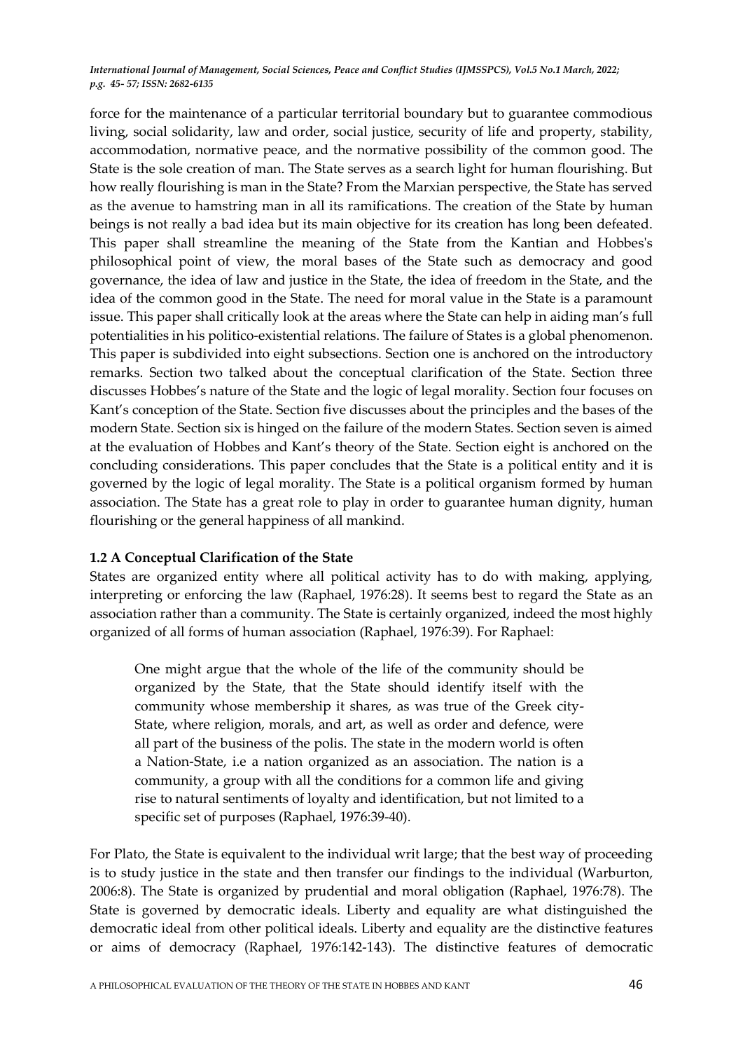force for the maintenance of a particular territorial boundary but to guarantee commodious living, social solidarity, law and order, social justice, security of life and property, stability, accommodation, normative peace, and the normative possibility of the common good. The State is the sole creation of man. The State serves as a search light for human flourishing. But how really flourishing is man in the State? From the Marxian perspective, the State has served as the avenue to hamstring man in all its ramifications. The creation of the State by human beings is not really a bad idea but its main objective for its creation has long been defeated. This paper shall streamline the meaning of the State from the Kantian and Hobbes's philosophical point of view, the moral bases of the State such as democracy and good governance, the idea of law and justice in the State, the idea of freedom in the State, and the idea of the common good in the State. The need for moral value in the State is a paramount issue. This paper shall critically look at the areas where the State can help in aiding man's full potentialities in his politico-existential relations. The failure of States is a global phenomenon. This paper is subdivided into eight subsections. Section one is anchored on the introductory remarks. Section two talked about the conceptual clarification of the State. Section three discusses Hobbes's nature of the State and the logic of legal morality. Section four focuses on Kant's conception of the State. Section five discusses about the principles and the bases of the modern State. Section six is hinged on the failure of the modern States. Section seven is aimed at the evaluation of Hobbes and Kant's theory of the State. Section eight is anchored on the concluding considerations. This paper concludes that the State is a political entity and it is governed by the logic of legal morality. The State is a political organism formed by human association. The State has a great role to play in order to guarantee human dignity, human flourishing or the general happiness of all mankind.

### 1.2 A Conceptual Clarification of the State

States are organized entity where all political activity has to do with making, applying, interpreting or enforcing the law (Raphael, 1976:28). It seems best to regard the State as an association rather than a community. The State is certainly organized, indeed the most highly organized of all forms of human association (Raphael, 1976:39). For Raphael:

> One might argue that the whole of the life of the community should be organized by the State, that the State should identify itself with the community whose membership it shares, as was true of the Greek city-State, where religion, morals, and art, as well as order and defence, were all part of the business of the polis. The state in the modern world is often a Nation-State, i.e a nation organized as an association. The nation is a community, a group with all the conditions for a common life and giving rise to natural sentiments of loyalty and identification, but not limited to a specific set of purposes (Raphael, 1976:39-40).

For Plato, the State is equivalent to the individual writ large; that the best way of proceeding is to study justice in the state and then transfer our findings to the individual (Warburton, 2006:8). The State is organized by prudential and moral obligation (Raphael, 1976:78). The State is governed by democratic ideals. Liberty and equality are what distinguished the democratic ideal from other political ideals. Liberty and equality are the distinctive features or aims of democracy (Raphael, 1976:142-143). The distinctive features of democratic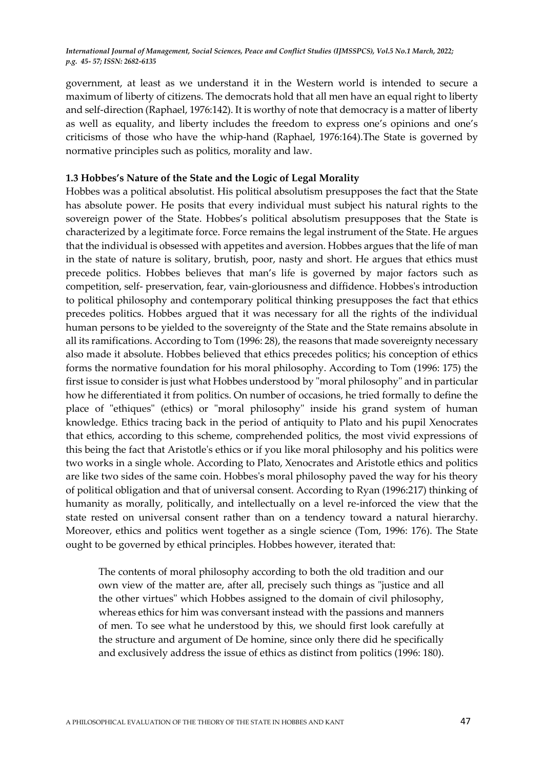government, at least as we understand it in the Western world is intended to secure a maximum of liberty of citizens. The democrats hold that all men have an equal right to liberty and self-direction (Raphael, 1976:142). It is worthy of note that democracy is a matter of liberty as well as equality, and liberty includes the freedom to express one's opinions and one's criticisms of those who have the whip-hand (Raphael, 1976:164).The State is governed by normative principles such as politics, morality and law.

### 1.3 Hobbes's Nature of the State and the Logic of Legal Morality

Hobbes was a political absolutist. His political absolutism presupposes the fact that the State has absolute power. He posits that every individual must subject his natural rights to the sovereign power of the State. Hobbes's political absolutism presupposes that the State is characterized by a legitimate force. Force remains the legal instrument of the State. He argues that the individual is obsessed with appetites and aversion. Hobbes argues that the life of man in the state of nature is solitary, brutish, poor, nasty and short. He argues that ethics must precede politics. Hobbes believes that man's life is governed by major factors such as competition, self- preservation, fear, vain-gloriousness and diffidence. Hobbes's introduction to political philosophy and contemporary political thinking presupposes the fact that ethics precedes politics. Hobbes argued that it was necessary for all the rights of the individual human persons to be yielded to the sovereignty of the State and the State remains absolute in all its ramifications. According to Tom (1996: 28), the reasons that made sovereignty necessary also made it absolute. Hobbes believed that ethics precedes politics; his conception of ethics forms the normative foundation for his moral philosophy. According to Tom (1996: 175) the first issue to consider is just what Hobbes understood by "moral philosophy" and in particular how he differentiated it from politics. On number of occasions, he tried formally to define the place of "ethiques" (ethics) or "moral philosophy" inside his grand system of human knowledge. Ethics tracing back in the period of antiquity to Plato and his pupil Xenocrates that ethics, according to this scheme, comprehended politics, the most vivid expressions of this being the fact that Aristotle's ethics or if you like moral philosophy and his politics were two works in a single whole. According to Plato, Xenocrates and Aristotle ethics and politics are like two sides of the same coin. Hobbes's moral philosophy paved the way for his theory of political obligation and that of universal consent. According to Ryan (1996:217) thinking of humanity as morally, politically, and intellectually on a level re-inforced the view that the state rested on universal consent rather than on a tendency toward a natural hierarchy. Moreover, ethics and politics went together as a single science (Tom, 1996: 176). The State ought to be governed by ethical principles. Hobbes however, iterated that:

> The contents of moral philosophy according to both the old tradition and our own view of the matter are, after all, precisely such things as "justice and all the other virtues" which Hobbes assigned to the domain of civil philosophy, whereas ethics for him was conversant instead with the passions and manners of men. To see what he understood by this, we should first look carefully at the structure and argument of De homine, since only there did he specifically and exclusively address the issue of ethics as distinct from politics (1996: 180).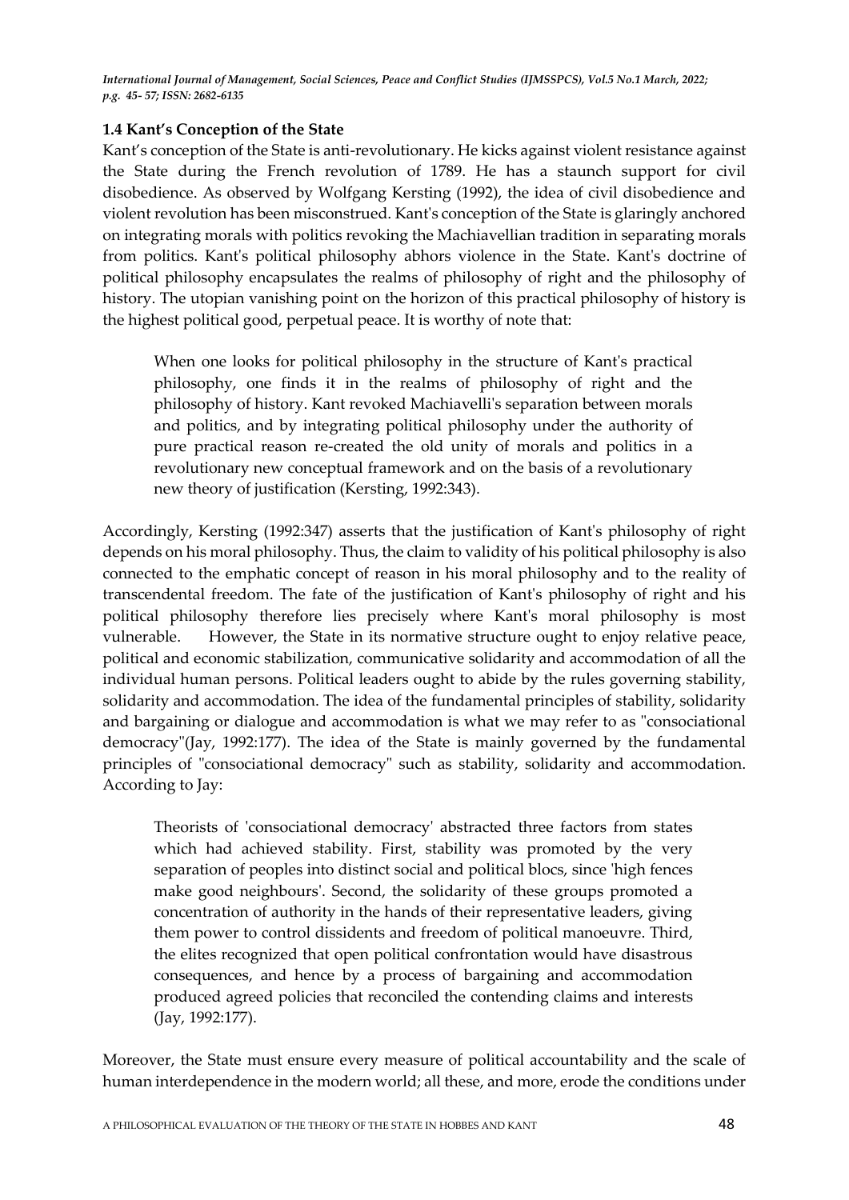### 1.4 Kant's Conception of the State

Kant's conception of the State is anti-revolutionary. He kicks against violent resistance against the State during the French revolution of 1789. He has a staunch support for civil disobedience. As observed by Wolfgang Kersting (1992), the idea of civil disobedience and violent revolution has been misconstrued. Kant's conception of the State is glaringly anchored on integrating morals with politics revoking the Machiavellian tradition in separating morals from politics. Kant's political philosophy abhors violence in the State. Kant's doctrine of political philosophy encapsulates the realms of philosophy of right and the philosophy of history. The utopian vanishing point on the horizon of this practical philosophy of history is the highest political good, perpetual peace. It is worthy of note that:

> When one looks for political philosophy in the structure of Kant's practical philosophy, one finds it in the realms of philosophy of right and the philosophy of history. Kant revoked Machiavelli's separation between morals and politics, and by integrating political philosophy under the authority of pure practical reason re-created the old unity of morals and politics in a revolutionary new conceptual framework and on the basis of a revolutionary new theory of justification (Kersting, 1992:343).

Accordingly, Kersting (1992:347) asserts that the justification of Kant's philosophy of right depends on his moral philosophy. Thus, the claim to validity of his political philosophy is also connected to the emphatic concept of reason in his moral philosophy and to the reality of transcendental freedom. The fate of the justification of Kant's philosophy of right and his political philosophy therefore lies precisely where Kant's moral philosophy is most vulnerable. However, the State in its normative structure ought to enjoy relative peace, political and economic stabilization, communicative solidarity and accommodation of all the individual human persons. Political leaders ought to abide by the rules governing stability, solidarity and accommodation. The idea of the fundamental principles of stability, solidarity and bargaining or dialogue and accommodation is what we may refer to as "consociational democracy"(Jay, 1992:177). The idea of the State is mainly governed by the fundamental principles of "consociational democracy" such as stability, solidarity and accommodation. According to Jay:

> Theorists of 'consociational democracy' abstracted three factors from states which had achieved stability. First, stability was promoted by the very separation of peoples into distinct social and political blocs, since 'high fences make good neighbours'. Second, the solidarity of these groups promoted a concentration of authority in the hands of their representative leaders, giving them power to control dissidents and freedom of political manoeuvre. Third, the elites recognized that open political confrontation would have disastrous consequences, and hence by a process of bargaining and accommodation produced agreed policies that reconciled the contending claims and interests (Jay, 1992:177).

Moreover, the State must ensure every measure of political accountability and the scale of human interdependence in the modern world; all these, and more, erode the conditions under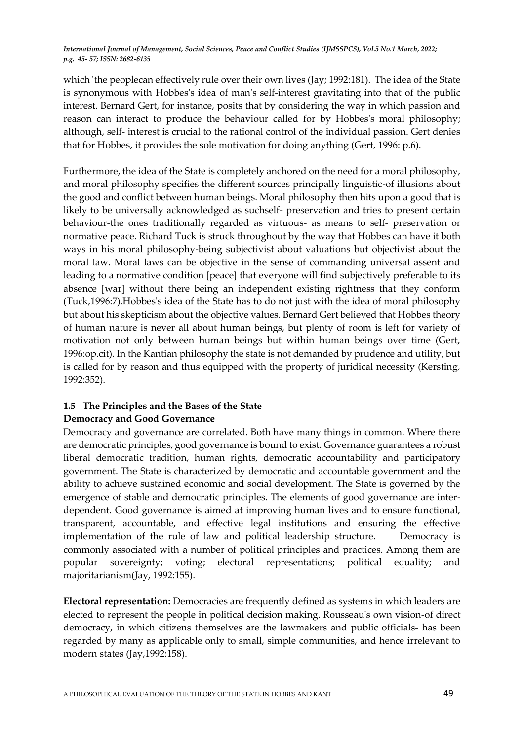which 'the peoplecan effectively rule over their own lives (Jay; 1992:181). The idea of the State is synonymous with Hobbes's idea of man's self-interest gravitating into that of the public interest. Bernard Gert, for instance, posits that by considering the way in which passion and reason can interact to produce the behaviour called for by Hobbes's moral philosophy; although, self- interest is crucial to the rational control of the individual passion. Gert denies that for Hobbes, it provides the sole motivation for doing anything (Gert, 1996: p.6).

Furthermore, the idea of the State is completely anchored on the need for a moral philosophy, and moral philosophy specifies the different sources principally linguistic-of illusions about the good and conflict between human beings. Moral philosophy then hits upon a good that is likely to be universally acknowledged as suchself- preservation and tries to present certain behaviour-the ones traditionally regarded as virtuous- as means to self- preservation or normative peace. Richard Tuck is struck throughout by the way that Hobbes can have it both ways in his moral philosophy-being subjectivist about valuations but objectivist about the moral law. Moral laws can be objective in the sense of commanding universal assent and leading to a normative condition [peace] that everyone will find subjectively preferable to its absence [war] without there being an independent existing rightness that they conform (Tuck,1996:7).Hobbes's idea of the State has to do not just with the idea of moral philosophy but about his skepticism about the objective values. Bernard Gert believed that Hobbes theory of human nature is never all about human beings, but plenty of room is left for variety of motivation not only between human beings but within human beings over time (Gert, 1996:op.cit). In the Kantian philosophy the state is not demanded by prudence and utility, but is called for by reason and thus equipped with the property of juridical necessity (Kersting, 1992:352).

### 1.5 The Principles and the Bases of the State

**Democracy and Good Governance**

Democracy and governance are correlated. Both have many things in common. Where there are democratic principles, good governance is bound to exist. Governance guarantees a robust liberal democratic tradition, human rights, democratic accountability and participatory government. The State is characterized by democratic and accountable government and the ability to achieve sustained economic and social development. The State is governed by the emergence of stable and democratic principles. The elements of good governance are inter-dependent. Good governance is aimed at improving human lives and to ensure functional, transparent, accountable, and effective legal institutions and ensuring the effective implementation of the rule of law and political leadership structure. Democracy is commonly associated with a number of political principles and practices. Among them are popular sovereignty; voting; electoral representations; political equality; and majoritarianism(Jay, 1992:155).

**Electoral representation:** Democracies are frequently defined as systems in which leaders are elected to represent the people in political decision making. Rousseau's own vision-of direct democracy, in which citizens themselves are the lawmakers and public officials- has been regarded by many as applicable only to small, simple communities, and hence irrelevant to modern states (Jay,1992:158).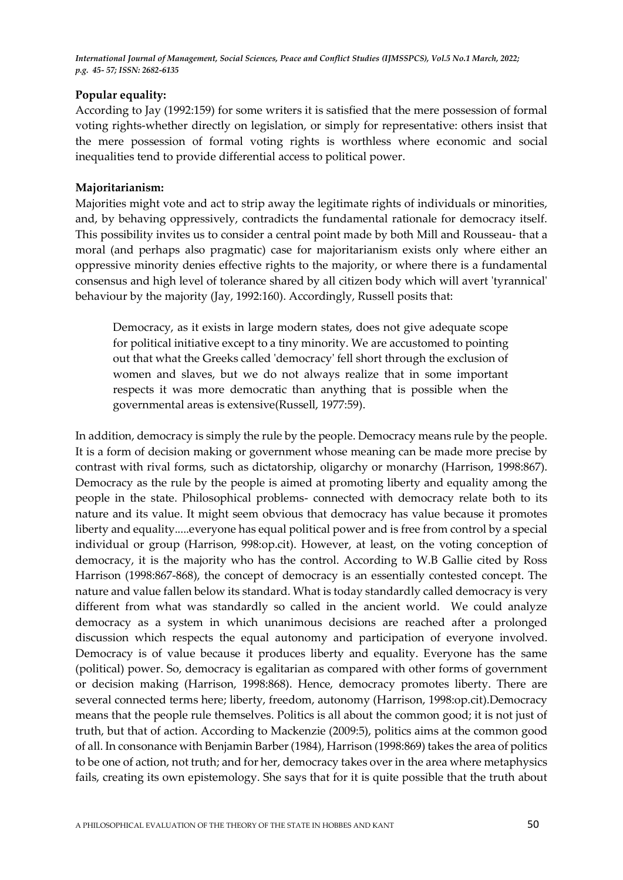**Popular equality:**

According to Jay (1992:159) for some writers it is satisfied that the mere possession of formal voting rights-whether directly on legislation, or simply for representative: others insist that the mere possession of formal voting rights is worthless where economic and social inequalities tend to provide differential access to political power.

**Majoritarianism:**

Majorities might vote and act to strip away the legitimate rights of individuals or minorities, and, by behaving oppressively, contradicts the fundamental rationale for democracy itself. This possibility invites us to consider a central point made by both Mill and Rousseau- that a moral (and perhaps also pragmatic) case for majoritarianism exists only where either an oppressive minority denies effective rights to the majority, or where there is a fundamental consensus and high level of tolerance shared by all citizen body which will avert 'tyrannical' behaviour by the majority (Jay, 1992:160). Accordingly, Russell posits that:

> Democracy, as it exists in large modern states, does not give adequate scope for political initiative except to a tiny minority. We are accustomed to pointing out that what the Greeks called 'democracy' fell short through the exclusion of women and slaves, but we do not always realize that in some important respects it was more democratic than anything that is possible when the governmental areas is extensive(Russell, 1977:59).

In addition, democracy is simply the rule by the people. Democracy means rule by the people. It is a form of decision making or government whose meaning can be made more precise by contrast with rival forms, such as dictatorship, oligarchy or monarchy (Harrison, 1998:867). Democracy as the rule by the people is aimed at promoting liberty and equality among the people in the state. Philosophical problems- connected with democracy relate both to its nature and its value. It might seem obvious that democracy has value because it promotes liberty and equality.....everyone has equal political power and is free from control by a special individual or group (Harrison, 998:op.cit). However, at least, on the voting conception of democracy, it is the majority who has the control. According to W.B Gallie cited by Ross Harrison (1998:867-868), the concept of democracy is an essentially contested concept. The nature and value fallen below its standard. What is today standardly called democracy is very different from what was standardly so called in the ancient world. We could analyze democracy as a system in which unanimous decisions are reached after a prolonged discussion which respects the equal autonomy and participation of everyone involved. Democracy is of value because it produces liberty and equality. Everyone has the same (political) power. So, democracy is egalitarian as compared with other forms of government or decision making (Harrison, 1998:868). Hence, democracy promotes liberty. There are several connected terms here; liberty, freedom, autonomy (Harrison, 1998:op.cit).Democracy means that the people rule themselves. Politics is all about the common good; it is not just of truth, but that of action. According to Mackenzie (2009:5), politics aims at the common good of all. In consonance with Benjamin Barber (1984), Harrison (1998:869) takes the area of politics to be one of action, not truth; and for her, democracy takes over in the area where metaphysics fails, creating its own epistemology. She says that for it is quite possible that the truth about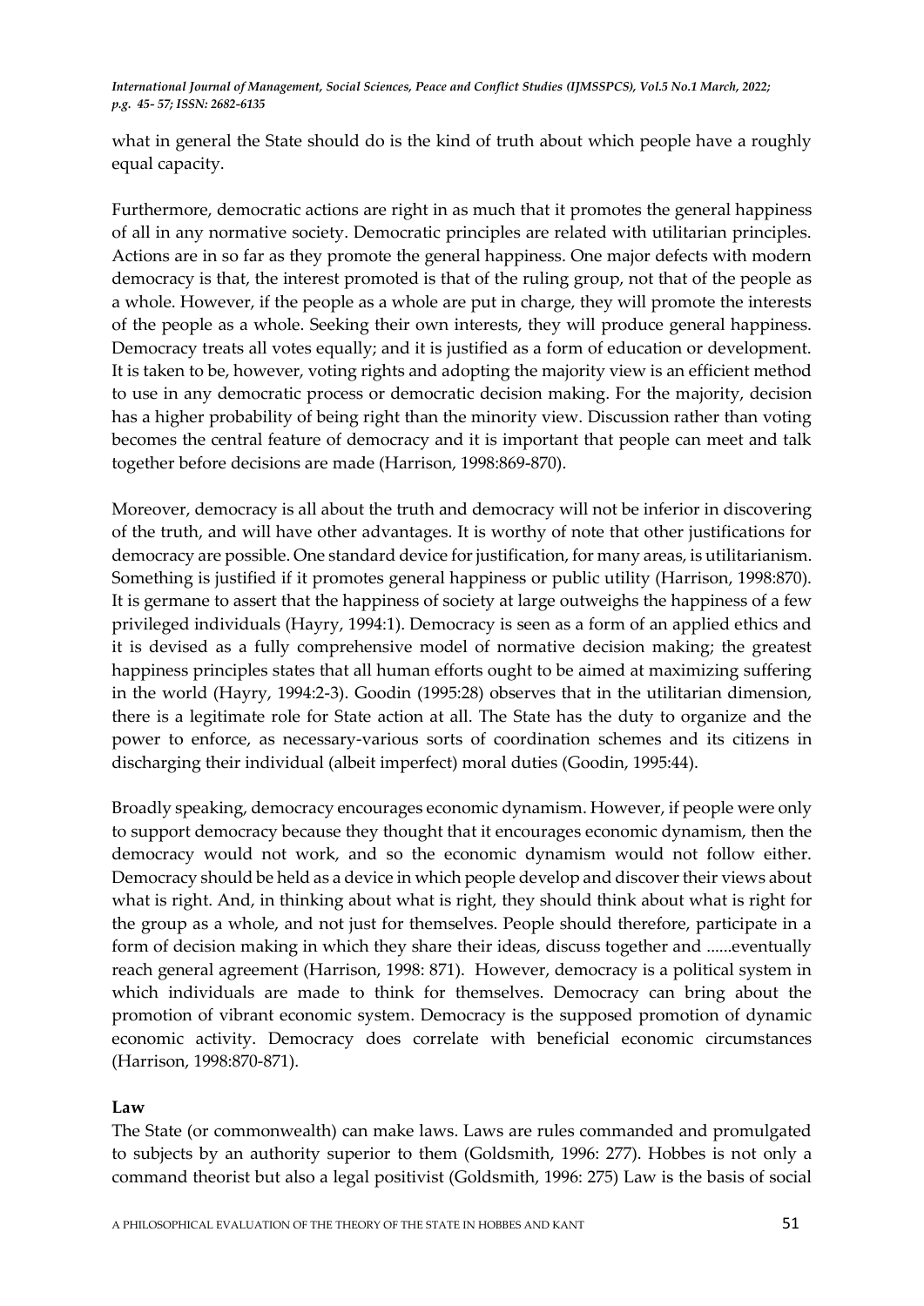what in general the State should do is the kind of truth about which people have a roughly equal capacity.

Furthermore, democratic actions are right in as much that it promotes the general happiness of all in any normative society. Democratic principles are related with utilitarian principles. Actions are in so far as they promote the general happiness. One major defects with modern democracy is that, the interest promoted is that of the ruling group, not that of the people as a whole. However, if the people as a whole are put in charge, they will promote the interests of the people as a whole. Seeking their own interests, they will produce general happiness. Democracy treats all votes equally; and it is justified as a form of education or development. It is taken to be, however, voting rights and adopting the majority view is an efficient method to use in any democratic process or democratic decision making. For the majority, decision has a higher probability of being right than the minority view. Discussion rather than voting becomes the central feature of democracy and it is important that people can meet and talk together before decisions are made (Harrison, 1998:869-870).

Moreover, democracy is all about the truth and democracy will not be inferior in discovering of the truth, and will have other advantages. It is worthy of note that other justifications for democracy are possible. One standard device for justification, for many areas, is utilitarianism. Something is justified if it promotes general happiness or public utility (Harrison, 1998:870). It is germane to assert that the happiness of society at large outweighs the happiness of a few privileged individuals (Hayry, 1994:1). Democracy is seen as a form of an applied ethics and it is devised as a fully comprehensive model of normative decision making; the greatest happiness principles states that all human efforts ought to be aimed at maximizing suffering in the world (Hayry, 1994:2-3). Goodin (1995:28) observes that in the utilitarian dimension, there is a legitimate role for State action at all. The State has the duty to organize and the power to enforce, as necessary-various sorts of coordination schemes and its citizens in discharging their individual (albeit imperfect) moral duties (Goodin, 1995:44).

Broadly speaking, democracy encourages economic dynamism. However, if people were only to support democracy because they thought that it encourages economic dynamism, then the democracy would not work, and so the economic dynamism would not follow either. Democracy should be held as a device in which people develop and discover their views about what is right. And, in thinking about what is right, they should think about what is right for the group as a whole, and not just for themselves. People should therefore, participate in a form of decision making in which they share their ideas, discuss together and ......eventually reach general agreement (Harrison, 1998: 871). However, democracy is a political system in which individuals are made to think for themselves. Democracy can bring about the promotion of vibrant economic system. Democracy is the supposed promotion of dynamic economic activity. Democracy does correlate with beneficial economic circumstances (Harrison, 1998:870-871).

**Law**

The State (or commonwealth) can make laws. Laws are rules commanded and promulgated to subjects by an authority superior to them (Goldsmith, 1996: 277). Hobbes is not only a command theorist but also a legal positivist (Goldsmith, 1996: 275) Law is the basis of social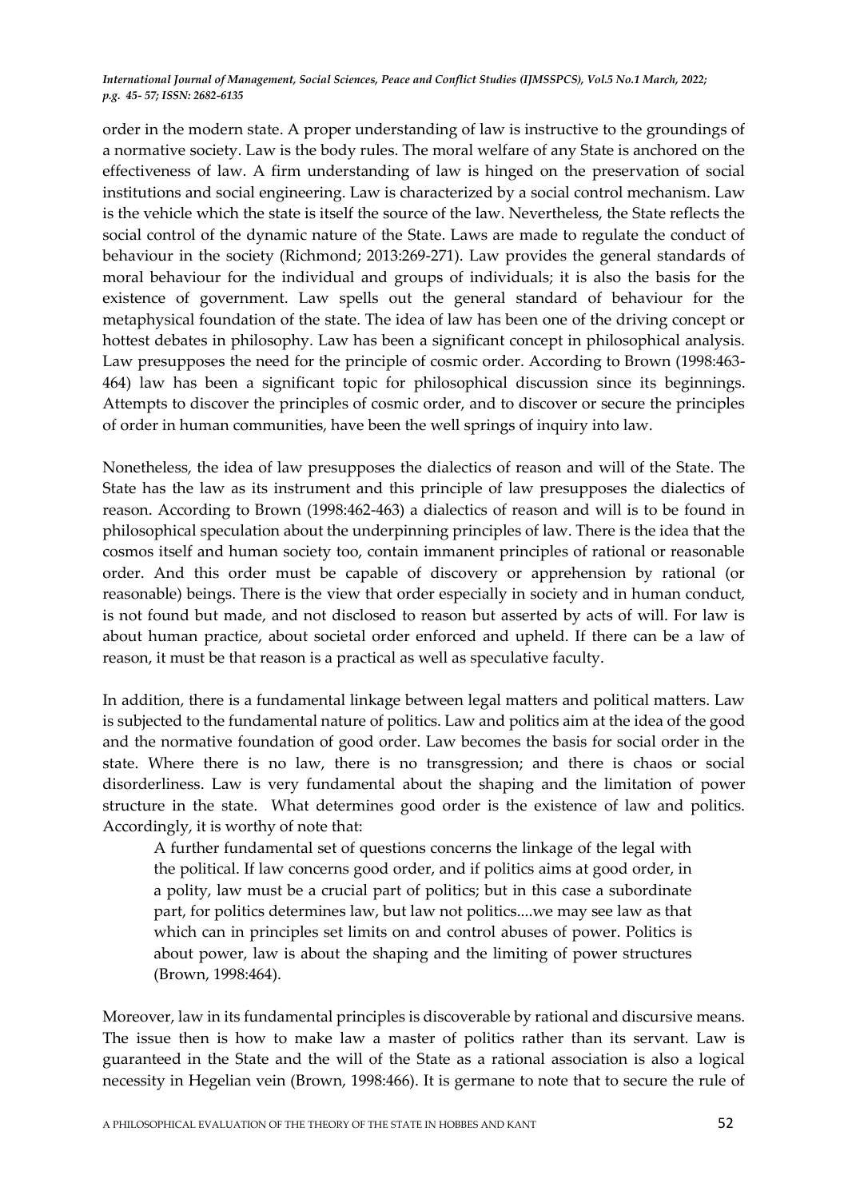order in the modern state. A proper understanding of law is instructive to the groundings of a normative society. Law is the body rules. The moral welfare of any State is anchored on the effectiveness of law. A firm understanding of law is hinged on the preservation of social institutions and social engineering. Law is characterized by a social control mechanism. Law is the vehicle which the state is itself the source of the law. Nevertheless, the State reflects the social control of the dynamic nature of the State. Laws are made to regulate the conduct of behaviour in the society (Richmond; 2013:269-271). Law provides the general standards of moral behaviour for the individual and groups of individuals; it is also the basis for the existence of government. Law spells out the general standard of behaviour for the metaphysical foundation of the state. The idea of law has been one of the driving concept or hottest debates in philosophy. Law has been a significant concept in philosophical analysis. Law presupposes the need for the principle of cosmic order. According to Brown (1998:463-464) law has been a significant topic for philosophical discussion since its beginnings. Attempts to discover the principles of cosmic order, and to discover or secure the principles of order in human communities, have been the well springs of inquiry into law.

Nonetheless, the idea of law presupposes the dialectics of reason and will of the State. The State has the law as its instrument and this principle of law presupposes the dialectics of reason. According to Brown (1998:462-463) a dialectics of reason and will is to be found in philosophical speculation about the underpinning principles of law. There is the idea that the cosmos itself and human society too, contain immanent principles of rational or reasonable order. And this order must be capable of discovery or apprehension by rational (or reasonable) beings. There is the view that order especially in society and in human conduct, is not found but made, and not disclosed to reason but asserted by acts of will. For law is about human practice, about societal order enforced and upheld. If there can be a law of reason, it must be that reason is a practical as well as speculative faculty.

In addition, there is a fundamental linkage between legal matters and political matters. Law is subjected to the fundamental nature of politics. Law and politics aim at the idea of the good and the normative foundation of good order. Law becomes the basis for social order in the state. Where there is no law, there is no transgression; and there is chaos or social disorderliness. Law is very fundamental about the shaping and the limitation of power structure in the state. What determines good order is the existence of law and politics. Accordingly, it is worthy of note that:

> A further fundamental set of questions concerns the linkage of the legal with the political. If law concerns good order, and if politics aims at good order, in a polity, law must be a crucial part of politics; but in this case a subordinate part, for politics determines law, but law not politics....we may see law as that which can in principles set limits on and control abuses of power. Politics is about power, law is about the shaping and the limiting of power structures (Brown, 1998:464).

Moreover, law in its fundamental principles is discoverable by rational and discursive means. The issue then is how to make law a master of politics rather than its servant. Law is guaranteed in the State and the will of the State as a rational association is also a logical necessity in Hegelian vein (Brown, 1998:466). It is germane to note that to secure the rule of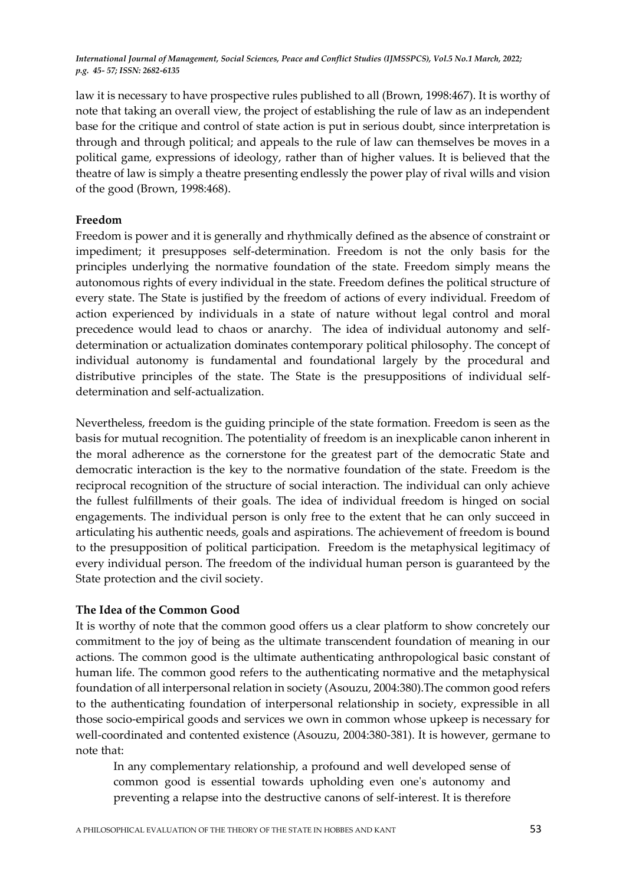law it is necessary to have prospective rules published to all (Brown, 1998:467). It is worthy of note that taking an overall view, the project of establishing the rule of law as an independent base for the critique and control of state action is put in serious doubt, since interpretation is through and through political; and appeals to the rule of law can themselves be moves in a political game, expressions of ideology, rather than of higher values. It is believed that the theatre of law is simply a theatre presenting endlessly the power play of rival wills and vision of the good (Brown, 1998:468).

### Freedom

Freedom is power and it is generally and rhythmically defined as the absence of constraint or impediment; it presupposes self-determination. Freedom is not the only basis for the principles underlying the normative foundation of the state. Freedom simply means the autonomous rights of every individual in the state. Freedom defines the political structure of every state. The State is justified by the freedom of actions of every individual. Freedom of action experienced by individuals in a state of nature without legal control and moral precedence would lead to chaos or anarchy. The idea of individual autonomy and self-determination or actualization dominates contemporary political philosophy. The concept of individual autonomy is fundamental and foundational largely by the procedural and distributive principles of the state. The State is the presuppositions of individual self-determination and self-actualization.

Nevertheless, freedom is the guiding principle of the state formation. Freedom is seen as the basis for mutual recognition. The potentiality of freedom is an inexplicable canon inherent in the moral adherence as the cornerstone for the greatest part of the democratic State and democratic interaction is the key to the normative foundation of the state. Freedom is the reciprocal recognition of the structure of social interaction. The individual can only achieve the fullest fulfillments of their goals. The idea of individual freedom is hinged on social engagements. The individual person is only free to the extent that he can only succeed in articulating his authentic needs, goals and aspirations. The achievement of freedom is bound to the presupposition of political participation. Freedom is the metaphysical legitimacy of every individual person. The freedom of the individual human person is guaranteed by the State protection and the civil society.

### The Idea of the Common Good

It is worthy of note that the common good offers us a clear platform to show concretely our commitment to the joy of being as the ultimate transcendent foundation of meaning in our actions. The common good is the ultimate authenticating anthropological basic constant of human life. The common good refers to the authenticating normative and the metaphysical foundation of all interpersonal relation in society (Asouzu, 2004:380).The common good refers to the authenticating foundation of interpersonal relationship in society, expressible in all those socio-empirical goods and services we own in common whose upkeep is necessary for well-coordinated and contented existence (Asouzu, 2004:380-381). It is however, germane to note that:

> In any complementary relationship, a profound and well developed sense of common good is essential towards upholding even one's autonomy and preventing a relapse into the destructive canons of self-interest. It is therefore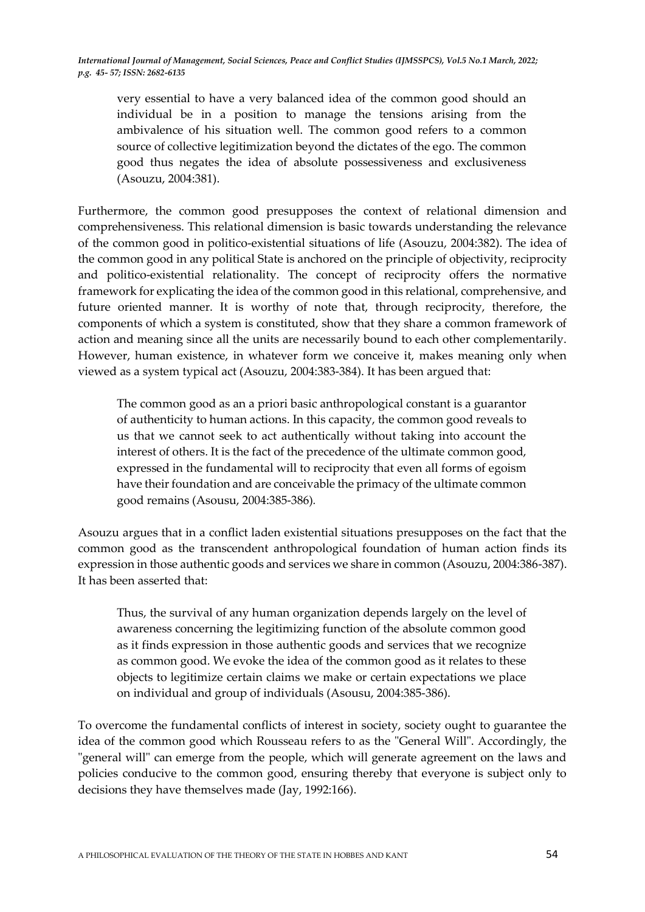> very essential to have a very balanced idea of the common good should an individual be in a position to manage the tensions arising from the ambivalence of his situation well. The common good refers to a common source of collective legitimization beyond the dictates of the ego. The common good thus negates the idea of absolute possessiveness and exclusiveness (Asouzu, 2004:381).

Furthermore, the common good presupposes the context of relational dimension and comprehensiveness. This relational dimension is basic towards understanding the relevance of the common good in politico-existential situations of life (Asouzu, 2004:382). The idea of the common good in any political State is anchored on the principle of objectivity, reciprocity and politico-existential relationality. The concept of reciprocity offers the normative framework for explicating the idea of the common good in this relational, comprehensive, and future oriented manner. It is worthy of note that, through reciprocity, therefore, the components of which a system is constituted, show that they share a common framework of action and meaning since all the units are necessarily bound to each other complementarily. However, human existence, in whatever form we conceive it, makes meaning only when viewed as a system typical act (Asouzu, 2004:383-384). It has been argued that:

> The common good as an a priori basic anthropological constant is a guarantor of authenticity to human actions. In this capacity, the common good reveals to us that we cannot seek to act authentically without taking into account the interest of others. It is the fact of the precedence of the ultimate common good, expressed in the fundamental will to reciprocity that even all forms of egoism have their foundation and are conceivable the primacy of the ultimate common good remains (Asousu, 2004:385-386).

Asouzu argues that in a conflict laden existential situations presupposes on the fact that the common good as the transcendent anthropological foundation of human action finds its expression in those authentic goods and services we share in common (Asouzu, 2004:386-387). It has been asserted that:

> Thus, the survival of any human organization depends largely on the level of awareness concerning the legitimizing function of the absolute common good as it finds expression in those authentic goods and services that we recognize as common good. We evoke the idea of the common good as it relates to these objects to legitimize certain claims we make or certain expectations we place on individual and group of individuals (Asousu, 2004:385-386).

To overcome the fundamental conflicts of interest in society, society ought to guarantee the idea of the common good which Rousseau refers to as the "General Will". Accordingly, the "general will" can emerge from the people, which will generate agreement on the laws and policies conducive to the common good, ensuring thereby that everyone is subject only to decisions they have themselves made (Jay, 1992:166).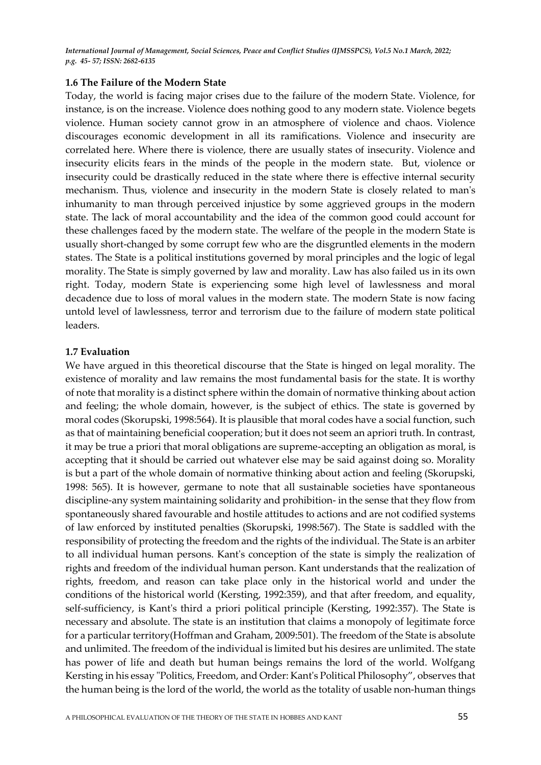### 1.6 The Failure of the Modern State

Today, the world is facing major crises due to the failure of the modern State. Violence, for instance, is on the increase. Violence does nothing good to any modern state. Violence begets violence. Human society cannot grow in an atmosphere of violence and chaos. Violence discourages economic development in all its ramifications. Violence and insecurity are correlated here. Where there is violence, there are usually states of insecurity. Violence and insecurity elicits fears in the minds of the people in the modern state. But, violence or insecurity could be drastically reduced in the state where there is effective internal security mechanism. Thus, violence and insecurity in the modern State is closely related to man's inhumanity to man through perceived injustice by some aggrieved groups in the modern state. The lack of moral accountability and the idea of the common good could account for these challenges faced by the modern state. The welfare of the people in the modern State is usually short-changed by some corrupt few who are the disgruntled elements in the modern states. The State is a political institutions governed by moral principles and the logic of legal morality. The State is simply governed by law and morality. Law has also failed us in its own right. Today, modern State is experiencing some high level of lawlessness and moral decadence due to loss of moral values in the modern state. The modern State is now facing untold level of lawlessness, terror and terrorism due to the failure of modern state political leaders.

### 1.7 Evaluation

We have argued in this theoretical discourse that the State is hinged on legal morality. The existence of morality and law remains the most fundamental basis for the state. It is worthy of note that morality is a distinct sphere within the domain of normative thinking about action and feeling; the whole domain, however, is the subject of ethics. The state is governed by moral codes (Skorupski, 1998:564). It is plausible that moral codes have a social function, such as that of maintaining beneficial cooperation; but it does not seem an apriori truth. In contrast, it may be true a priori that moral obligations are supreme-accepting an obligation as moral, is accepting that it should be carried out whatever else may be said against doing so. Morality is but a part of the whole domain of normative thinking about action and feeling (Skorupski, 1998: 565). It is however, germane to note that all sustainable societies have spontaneous discipline-any system maintaining solidarity and prohibition- in the sense that they flow from spontaneously shared favourable and hostile attitudes to actions and are not codified systems of law enforced by instituted penalties (Skorupski, 1998:567). The State is saddled with the responsibility of protecting the freedom and the rights of the individual. The State is an arbiter to all individual human persons. Kant's conception of the state is simply the realization of rights and freedom of the individual human person. Kant understands that the realization of rights, freedom, and reason can take place only in the historical world and under the conditions of the historical world (Kersting, 1992:359), and that after freedom, and equality, self-sufficiency, is Kant's third a priori political principle (Kersting, 1992:357). The State is necessary and absolute. The state is an institution that claims a monopoly of legitimate force for a particular territory(Hoffman and Graham, 2009:501). The freedom of the State is absolute and unlimited. The freedom of the individual is limited but his desires are unlimited. The state has power of life and death but human beings remains the lord of the world. Wolfgang Kersting in his essay "Politics, Freedom, and Order: Kant's Political Philosophy", observes that the human being is the lord of the world, the world as the totality of usable non-human things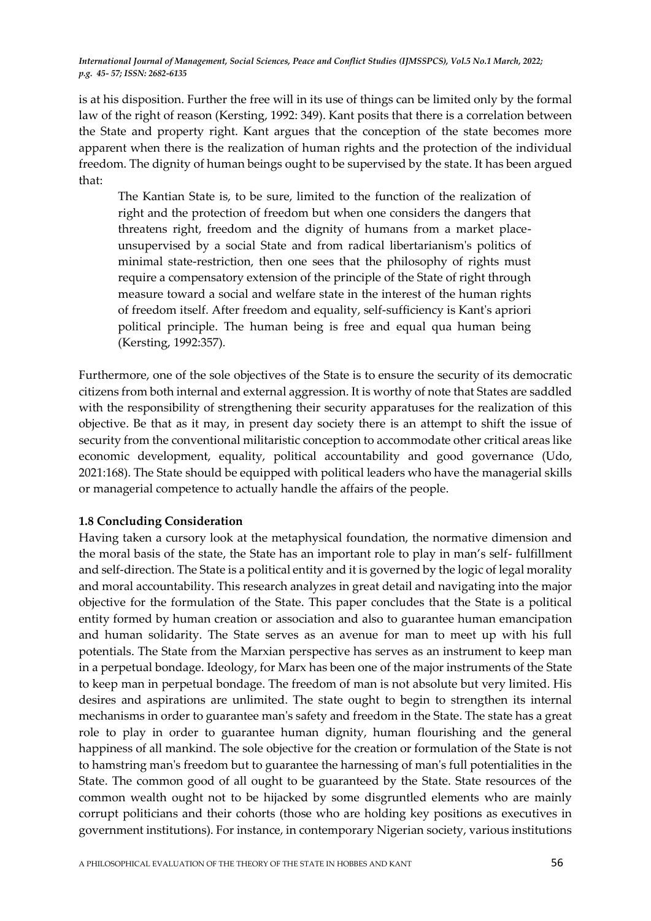is at his disposition. Further the free will in its use of things can be limited only by the formal law of the right of reason (Kersting, 1992: 349). Kant posits that there is a correlation between the State and property right. Kant argues that the conception of the state becomes more apparent when there is the realization of human rights and the protection of the individual freedom. The dignity of human beings ought to be supervised by the state. It has been argued that:

> The Kantian State is, to be sure, limited to the function of the realization of right and the protection of freedom but when one considers the dangers that threatens right, freedom and the dignity of humans from a market place-unsupervised by a social State and from radical libertarianism's politics of minimal state-restriction, then one sees that the philosophy of rights must require a compensatory extension of the principle of the State of right through measure toward a social and welfare state in the interest of the human rights of freedom itself. After freedom and equality, self-sufficiency is Kant's apriori political principle. The human being is free and equal qua human being (Kersting, 1992:357).

Furthermore, one of the sole objectives of the State is to ensure the security of its democratic citizens from both internal and external aggression. It is worthy of note that States are saddled with the responsibility of strengthening their security apparatuses for the realization of this objective. Be that as it may, in present day society there is an attempt to shift the issue of security from the conventional militaristic conception to accommodate other critical areas like economic development, equality, political accountability and good governance (Udo, 2021:168). The State should be equipped with political leaders who have the managerial skills or managerial competence to actually handle the affairs of the people.

### 1.8 Concluding Consideration

Having taken a cursory look at the metaphysical foundation, the normative dimension and the moral basis of the state, the State has an important role to play in man's self- fulfillment and self-direction. The State is a political entity and it is governed by the logic of legal morality and moral accountability. This research analyzes in great detail and navigating into the major objective for the formulation of the State. This paper concludes that the State is a political entity formed by human creation or association and also to guarantee human emancipation and human solidarity. The State serves as an avenue for man to meet up with his full potentials. The State from the Marxian perspective has serves as an instrument to keep man in a perpetual bondage. Ideology, for Marx has been one of the major instruments of the State to keep man in perpetual bondage. The freedom of man is not absolute but very limited. His desires and aspirations are unlimited. The state ought to begin to strengthen its internal mechanisms in order to guarantee man's safety and freedom in the State. The state has a great role to play in order to guarantee human dignity, human flourishing and the general happiness of all mankind. The sole objective for the creation or formulation of the State is not to hamstring man's freedom but to guarantee the harnessing of man's full potentialities in the State. The common good of all ought to be guaranteed by the State. State resources of the common wealth ought not to be hijacked by some disgruntled elements who are mainly corrupt politicians and their cohorts (those who are holding key positions as executives in government institutions). For instance, in contemporary Nigerian society, various institutions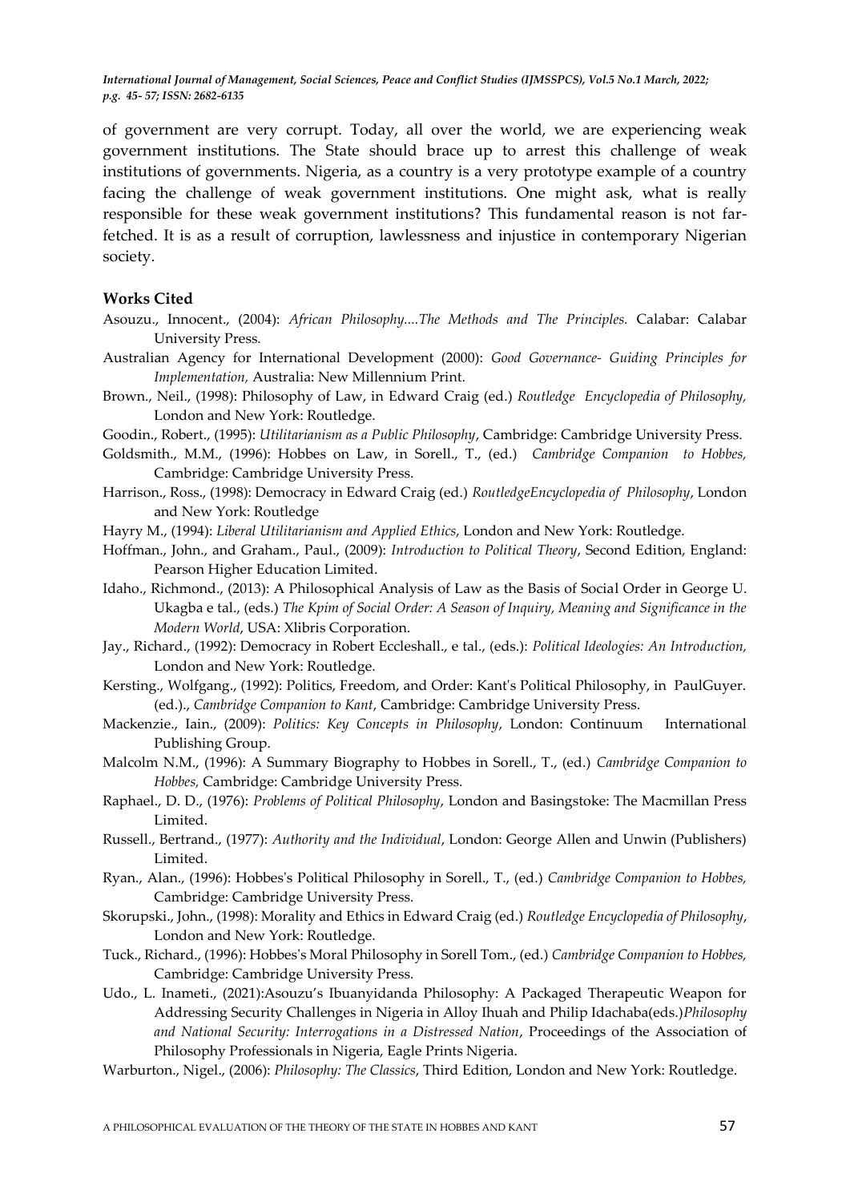of government are very corrupt. Today, all over the world, we are experiencing weak government institutions. The State should brace up to arrest this challenge of weak institutions of governments. Nigeria, as a country is a very prototype example of a country facing the challenge of weak government institutions. One might ask, what is really responsible for these weak government institutions? This fundamental reason is not far-fetched. It is as a result of corruption, lawlessness and injustice in contemporary Nigerian society.

**Works Cited**

Asouzu., Innocent., (2004): *African Philosophy....The Methods and The Principles.* Calabar: Calabar University Press.

Australian Agency for International Development (2000): *Good Governance- Guiding Principles for Implementation,* Australia: New Millennium Print.

Brown., Neil., (1998): Philosophy of Law, in Edward Craig (ed.) *Routledge Encyclopedia of Philosophy,* London and New York: Routledge.

Goodin., Robert., (1995): *Utilitarianism as a Public Philosophy*, Cambridge: Cambridge University Press.

Goldsmith., M.M., (1996): Hobbes on Law, in Sorell., T., (ed.) *Cambridge Companion to Hobbes,* Cambridge: Cambridge University Press.

Harrison., Ross., (1998): Democracy in Edward Craig (ed.) *RoutledgeEncyclopedia of Philosophy*, London and New York: Routledge

Hayry M., (1994): *Liberal Utilitarianism and Applied Ethics*, London and New York: Routledge.

Hoffman., John., and Graham., Paul., (2009): *Introduction to Political Theory*, Second Edition, England: Pearson Higher Education Limited.

Idaho., Richmond., (2013): A Philosophical Analysis of Law as the Basis of Social Order in George U. Ukagba e tal., (eds.) *The Kpim of Social Order: A Season of Inquiry, Meaning and Significance in the Modern World*, USA: Xlibris Corporation.

Jay., Richard., (1992): Democracy in Robert Eccleshall., e tal., (eds.): *Political Ideologies: An Introduction,* London and New York: Routledge.

Kersting., Wolfgang., (1992): Politics, Freedom, and Order: Kant's Political Philosophy, in PaulGuyer. (ed.)., *Cambridge Companion to Kant*, Cambridge: Cambridge University Press.

Mackenzie., Iain., (2009): *Politics: Key Concepts in Philosophy*, London: Continuum International Publishing Group.

Malcolm N.M., (1996): A Summary Biography to Hobbes in Sorell., T., (ed.) *Cambridge Companion to Hobbes,* Cambridge: Cambridge University Press.

Raphael., D. D., (1976): *Problems of Political Philosophy*, London and Basingstoke: The Macmillan Press Limited.

Russell., Bertrand., (1977): *Authority and the Individual*, London: George Allen and Unwin (Publishers) Limited.

Ryan., Alan., (1996): Hobbes's Political Philosophy in Sorell., T., (ed.) *Cambridge Companion to Hobbes,* Cambridge: Cambridge University Press.

Skorupski., John., (1998): Morality and Ethics in Edward Craig (ed.) *Routledge Encyclopedia of Philosophy*, London and New York: Routledge.

Tuck., Richard., (1996): Hobbes's Moral Philosophy in Sorell Tom., (ed.) *Cambridge Companion to Hobbes,* Cambridge: Cambridge University Press.

Udo., L. Inameti., (2021):Asouzu's Ibuanyidanda Philosophy: A Packaged Therapeutic Weapon for Addressing Security Challenges in Nigeria in Alloy Ihuah and Philip Idachaba(eds.)*Philosophy and National Security: Interrogations in a Distressed Nation*, Proceedings of the Association of Philosophy Professionals in Nigeria, Eagle Prints Nigeria.

Warburton., Nigel., (2006): *Philosophy: The Classics*, Third Edition, London and New York: Routledge.